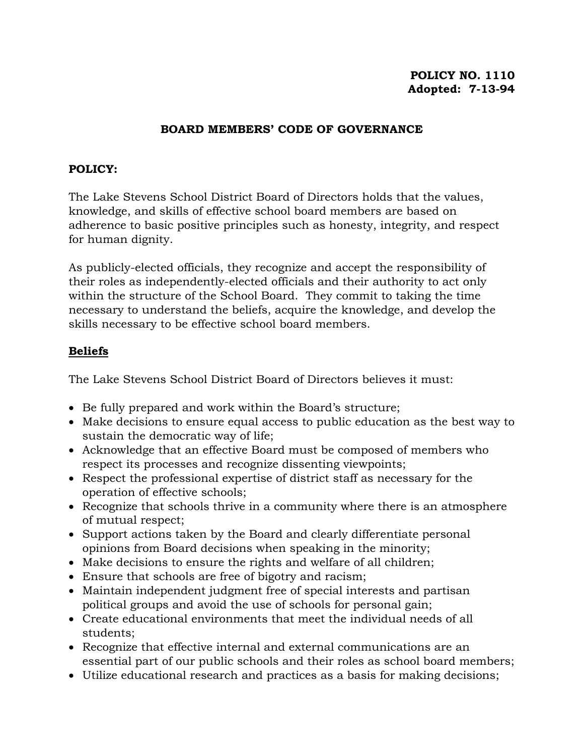**POLICY NO. 1110**
**Adopted: 7-13-94**

# BOARD MEMBERS' CODE OF GOVERNANCE

**POLICY:**

The Lake Stevens School District Board of Directors holds that the values, knowledge, and skills of effective school board members are based on adherence to basic positive principles such as honesty, integrity, and respect for human dignity.

As publicly-elected officials, they recognize and accept the responsibility of their roles as independently-elected officials and their authority to act only within the structure of the School Board. They commit to taking the time necessary to understand the beliefs, acquire the knowledge, and develop the skills necessary to be effective school board members.

## Beliefs

The Lake Stevens School District Board of Directors believes it must:

- Be fully prepared and work within the Board's structure;
- Make decisions to ensure equal access to public education as the best way to sustain the democratic way of life;
- Acknowledge that an effective Board must be composed of members who respect its processes and recognize dissenting viewpoints;
- Respect the professional expertise of district staff as necessary for the operation of effective schools;
- Recognize that schools thrive in a community where there is an atmosphere of mutual respect;
- Support actions taken by the Board and clearly differentiate personal opinions from Board decisions when speaking in the minority;
- Make decisions to ensure the rights and welfare of all children;
- Ensure that schools are free of bigotry and racism;
- Maintain independent judgment free of special interests and partisan political groups and avoid the use of schools for personal gain;
- Create educational environments that meet the individual needs of all students;
- Recognize that effective internal and external communications are an essential part of our public schools and their roles as school board members;
- Utilize educational research and practices as a basis for making decisions;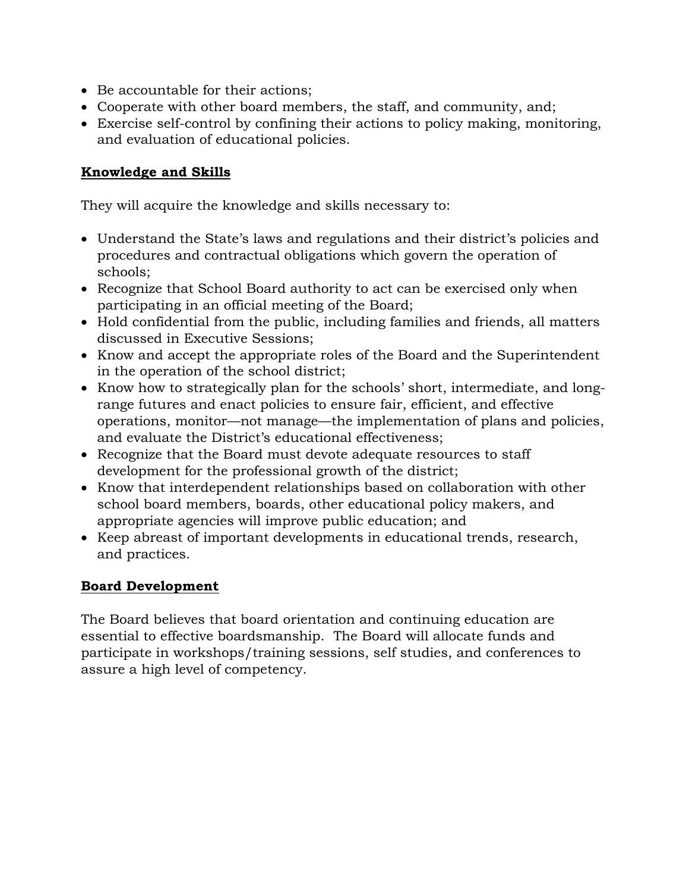- Be accountable for their actions;
- Cooperate with other board members, the staff, and community, and;
- Exercise self-control by confining their actions to policy making, monitoring, and evaluation of educational policies.

**Knowledge and Skills**

They will acquire the knowledge and skills necessary to:

- Understand the State's laws and regulations and their district's policies and procedures and contractual obligations which govern the operation of schools;
- Recognize that School Board authority to act can be exercised only when participating in an official meeting of the Board;
- Hold confidential from the public, including families and friends, all matters discussed in Executive Sessions;
- Know and accept the appropriate roles of the Board and the Superintendent in the operation of the school district;
- Know how to strategically plan for the schools' short, intermediate, and long-range futures and enact policies to ensure fair, efficient, and effective operations, monitor—not manage—the implementation of plans and policies, and evaluate the District's educational effectiveness;
- Recognize that the Board must devote adequate resources to staff development for the professional growth of the district;
- Know that interdependent relationships based on collaboration with other school board members, boards, other educational policy makers, and appropriate agencies will improve public education; and
- Keep abreast of important developments in educational trends, research, and practices.

**Board Development**

The Board believes that board orientation and continuing education are essential to effective boardsmanship. The Board will allocate funds and participate in workshops/training sessions, self studies, and conferences to assure a high level of competency.